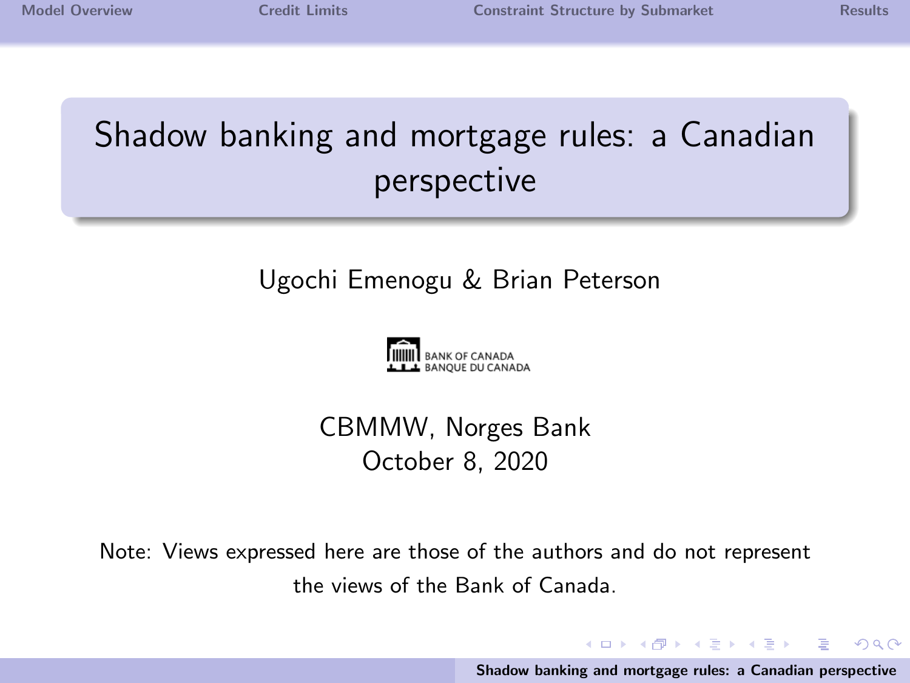# Shadow banking and mortgage rules: a Canadian perspective

Ugochi Emenogu & Brian Peterson

BANK OF CANADA
BANQUE DU CANADA

CBMMW, Norges Bank
October 8, 2020

Note: Views expressed here are those of the authors and do not represent the views of the Bank of Canada.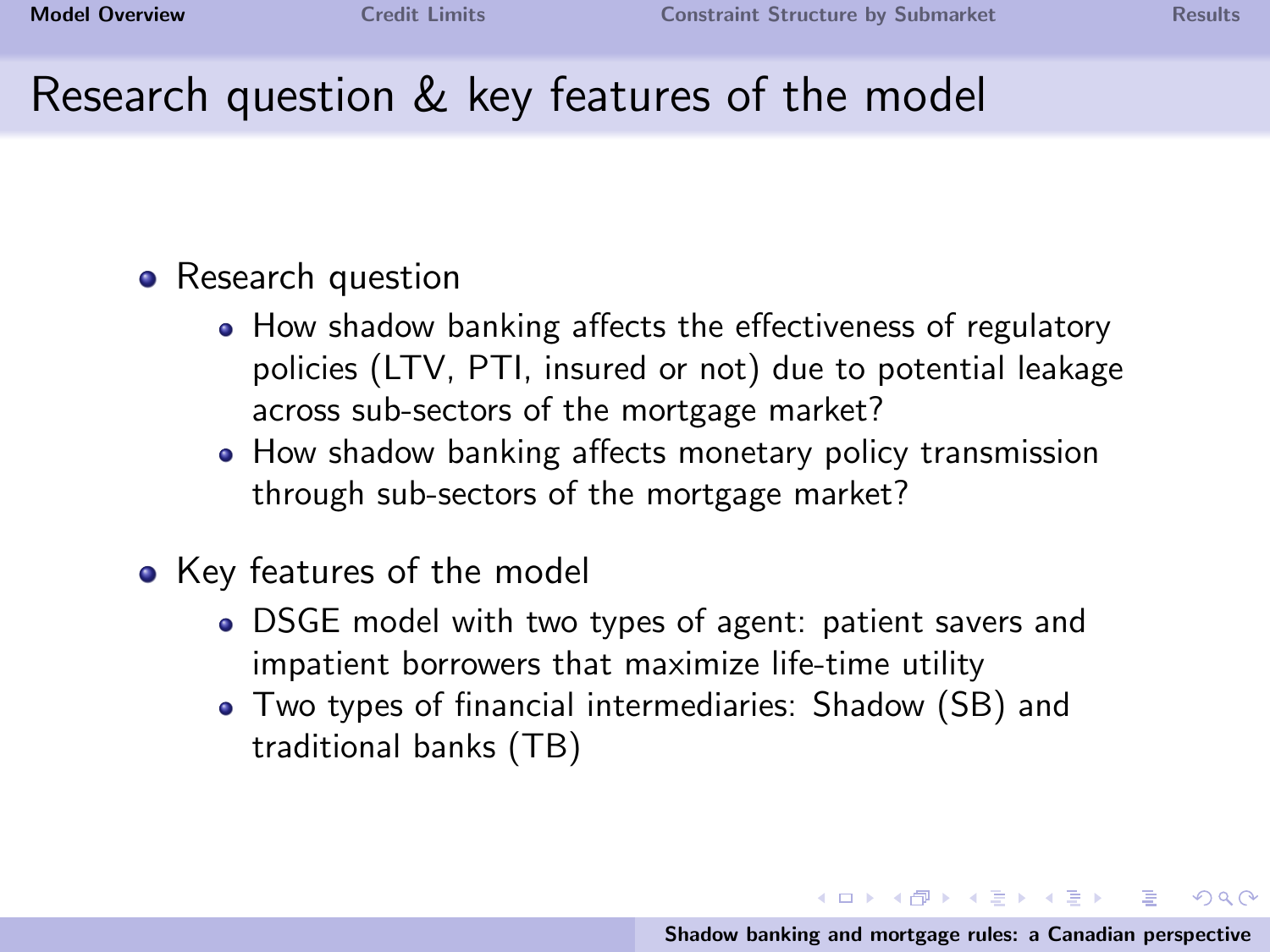# Research question & key features of the model

- Research question
  - How shadow banking affects the effectiveness of regulatory policies (LTV, PTI, insured or not) due to potential leakage across sub-sectors of the mortgage market?
  - How shadow banking affects monetary policy transmission through sub-sectors of the mortgage market?
- Key features of the model
  - DSGE model with two types of agent: patient savers and impatient borrowers that maximize life-time utility
  - Two types of financial intermediaries: Shadow (SB) and traditional banks (TB)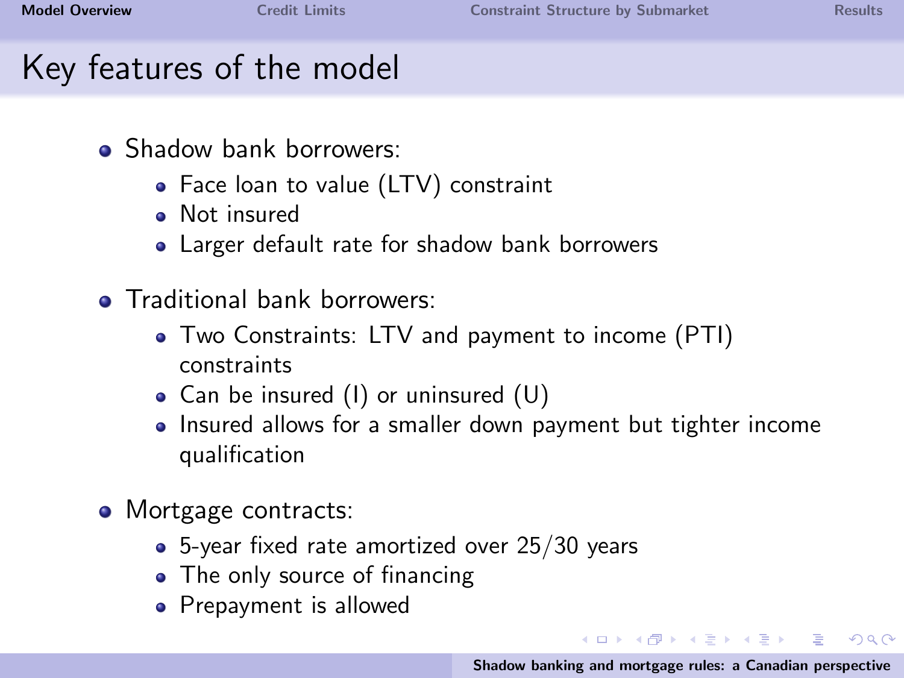# Key features of the model

- Shadow bank borrowers:
  - Face loan to value (LTV) constraint
  - Not insured
  - Larger default rate for shadow bank borrowers
- Traditional bank borrowers:
  - Two Constraints: LTV and payment to income (PTI) constraints
  - Can be insured (I) or uninsured (U)
  - Insured allows for a smaller down payment but tighter income qualification
- Mortgage contracts:
  - 5-year fixed rate amortized over 25/30 years
  - The only source of financing
  - Prepayment is allowed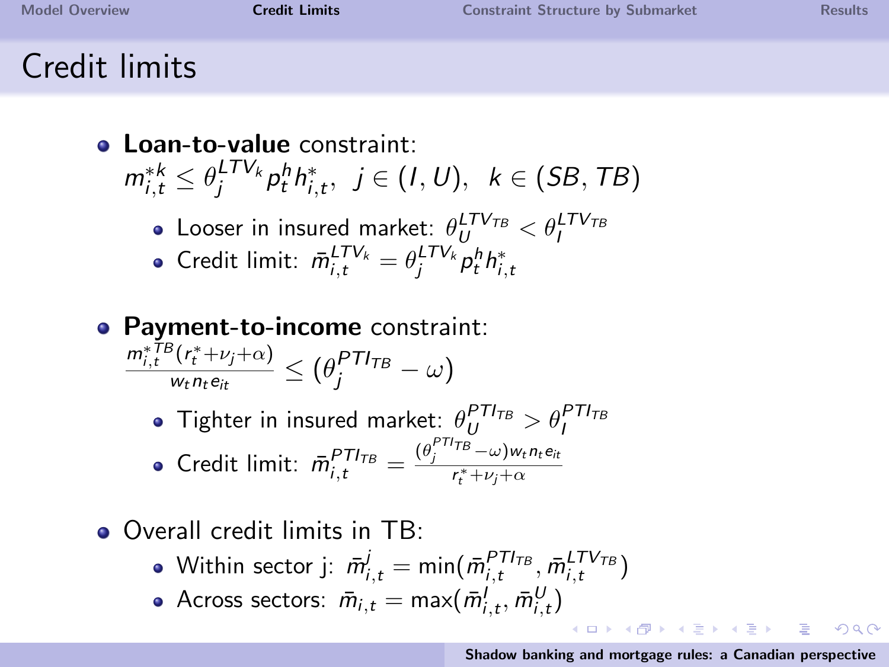# Credit limits

- **Loan-to-value** constraint:
  $m^{*k}_{i,t} \leq \theta^{LTV_k}_{j} p^h_t h^*_{i,t}, \;\; j \in (I, U), \;\; k \in (SB, TB)$
  - Looser in insured market: $\theta^{LTV_{TB}}_{U} < \theta^{LTV_{TB}}_{I}$
  - Credit limit: $\bar{m}^{LTV_k}_{i,t} = \theta^{LTV_k}_{j} p^h_t h^*_{i,t}$
- **Payment-to-income** constraint:
  $\frac{m^{*TB}_{i,t}(r^*_t + \nu_j + \alpha)}{w_t n_t e_{it}} \leq (\theta^{PTI_{TB}}_{j} - \omega)$
  - Tighter in insured market: $\theta^{PTI_{TB}}_{U} > \theta^{PTI_{TB}}_{I}$
  - Credit limit: $\bar{m}^{PTI_{TB}}_{i,t} = \frac{(\theta^{PTI_{TB}}_{j} - \omega) w_t n_t e_{it}}{r^*_t + \nu_j + \alpha}$
- Overall credit limits in TB:
  - Within sector j: $\bar{m}^{j}_{i,t} = \min(\bar{m}^{PTI_{TB}}_{i,t}, \bar{m}^{LTV_{TB}}_{i,t})$
  - Across sectors: $\bar{m}_{i,t} = \max(\bar{m}^{I}_{i,t}, \bar{m}^{U}_{i,t})$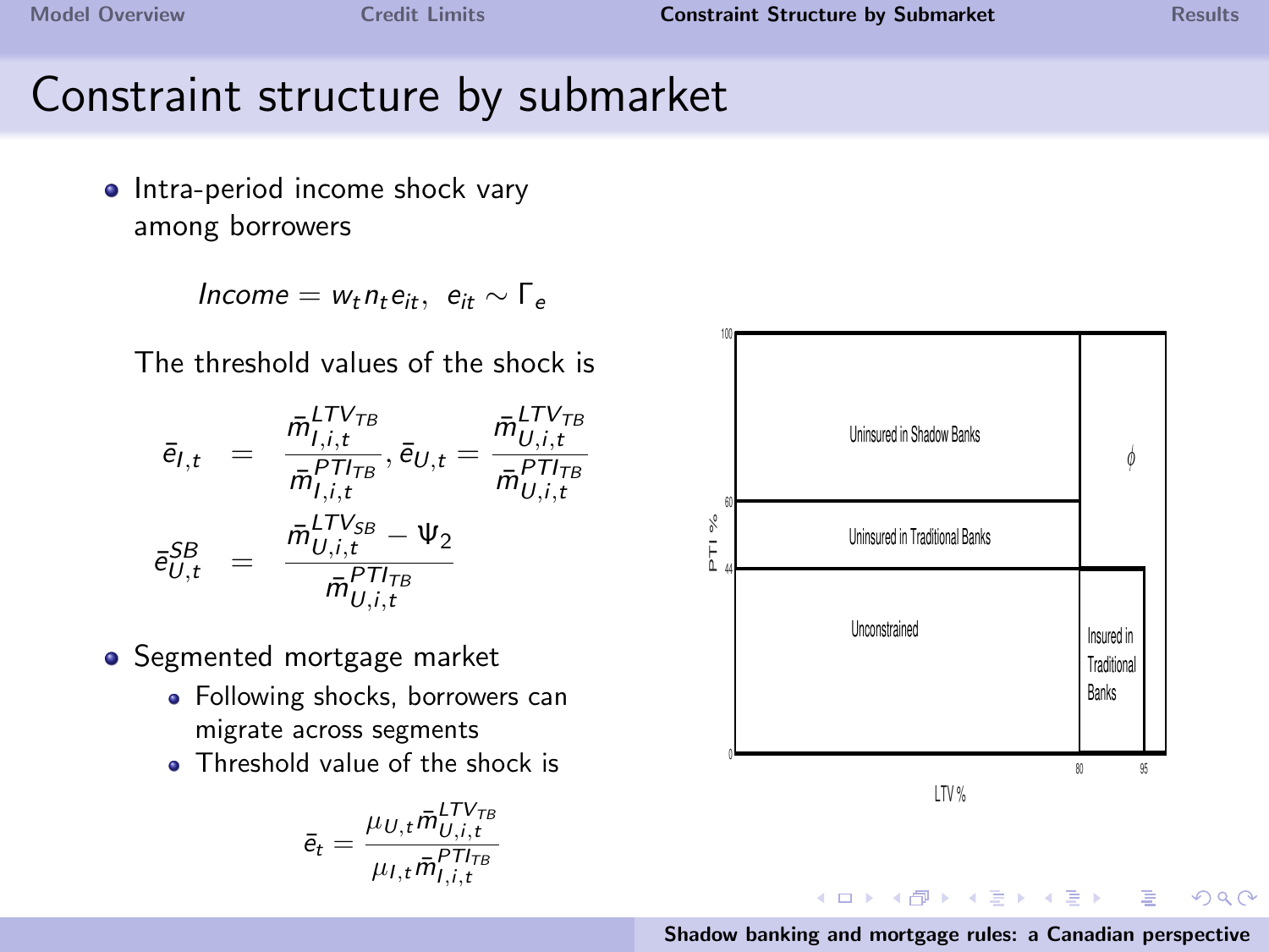# Constraint structure by submarket

- Intra-period income shock vary among borrowers

$$Income = w_t n_t e_{it}, \;\; e_{it} \sim \Gamma_e$$

The threshold values of the shock is

$$\bar{e}_{I,t} = \frac{\bar{m}^{LTV_{TB}}_{I,i,t}}{\bar{m}^{PTI_{TB}}_{I,i,t}}, \bar{e}_{U,t} = \frac{\bar{m}^{LTV_{TB}}_{U,i,t}}{\bar{m}^{PTI_{TB}}_{U,i,t}}$$

$$\bar{e}^{SB}_{U,t} = \frac{\bar{m}^{LTV_{SB}}_{U,i,t} - \Psi_2}{\bar{m}^{PTI_{TB}}_{U,i,t}}$$

- Segmented mortgage market
  - Following shocks, borrowers can migrate across segments
  - Threshold value of the shock is

$$\bar{e}_t = \frac{\mu_{U,t}\bar{m}^{LTV_{TB}}_{U,i,t}}{\mu_{I,t}\bar{m}^{PTI_{TB}}_{I,i,t}}$$

| PTI % \ LTV % | 0–80 | 80–95 | 95–100 |
|---|---|---|---|
| 60–100 | Uninsured in Shadow Banks | $\phi$ | $\phi$ |
| 44–60 | Uninsured in Traditional Banks | $\phi$ | $\phi$ |
| 0–44 | Unconstrained | Insured in Traditional Banks | $\phi$ |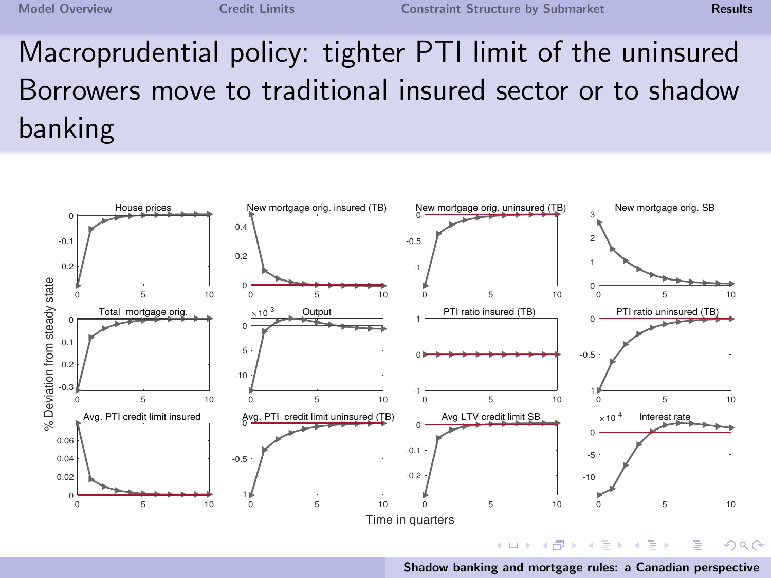# Macroprudential policy: tighter PTI limit of the uninsured Borrowers move to traditional insured sector or to shadow banking

% Deviation from steady state

House prices | New mortgage orig. insured (TB) | New mortgage orig. uninsured (TB) | New mortgage orig. SB

Total mortgage orig. | Output | PTI ratio insured (TB) | PTI ratio uninsured (TB)

Avg. PTI credit limit insured | Avg. PTI credit limit uninsured (TB) | Avg LTV credit limit SB | Interest rate

Time in quarters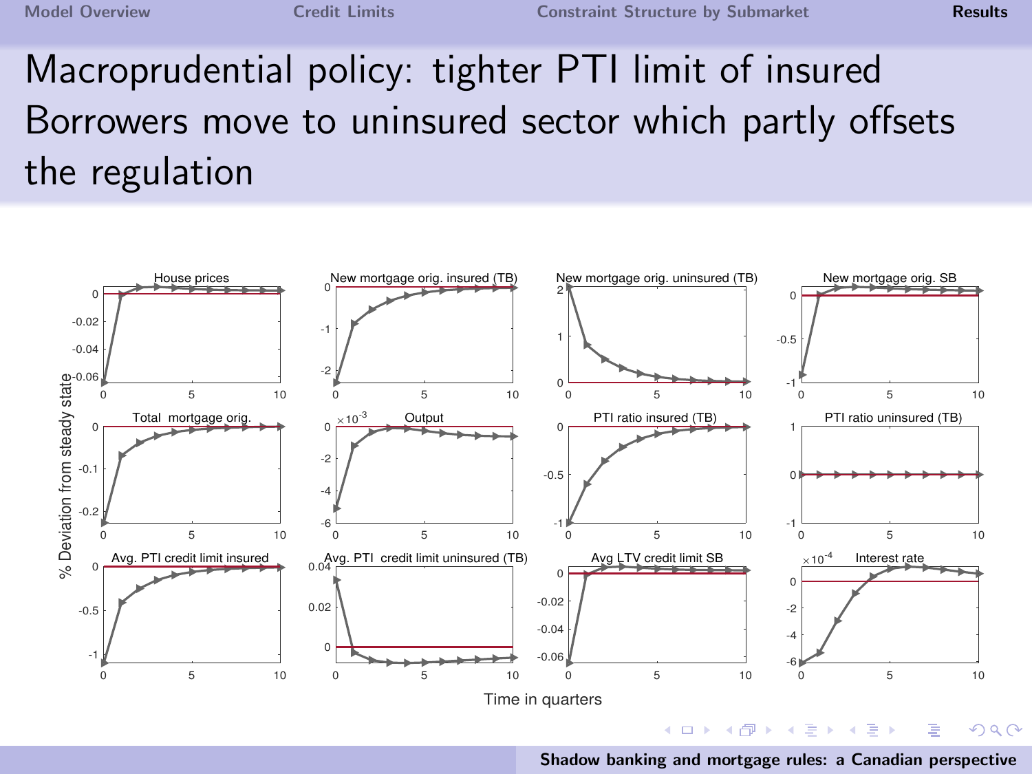# Macroprudential policy: tighter PTI limit of insured
## Borrowers move to uninsured sector which partly offsets the regulation

House prices | New mortgage orig. insured (TB) | New mortgage orig. uninsured (TB) | New mortgage orig. SB

Total mortgage orig. | Output | PTI ratio insured (TB) | PTI ratio uninsured (TB)

Avg. PTI credit limit insured | Avg. PTI credit limit uninsured (TB) | Avg LTV credit limit SB | Interest rate

% Deviation from steady state

Time in quarters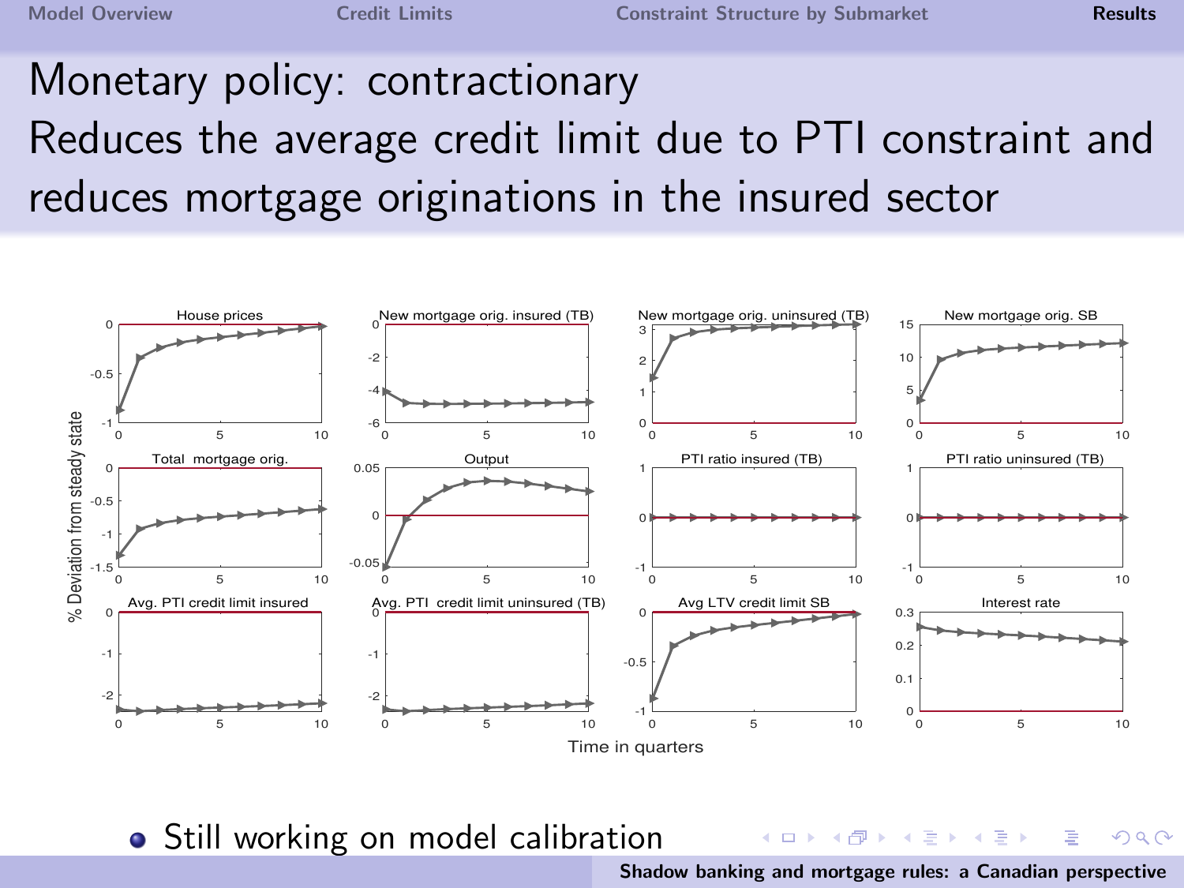# Monetary policy: contractionary

## Reduces the average credit limit due to PTI constraint and reduces mortgage originations in the insured sector

House prices
0
-0.5
-1
0 5 10

New mortgage orig. insured (TB)
0
-2
-4
-6
0 5 10

New mortgage orig. uninsured (TB)
3
2
1
0
0 5 10

New mortgage orig. SB
15
10
5
0
0 5 10

Total mortgage orig.
0
-0.5
-1
-1.5
0 5 10

Output
0.05
0
-0.05
0 5 10

PTI ratio insured (TB)
1
0
-1
0 5 10

PTI ratio uninsured (TB)
1
0
-1
0 5 10

Avg. PTI credit limit insured
0
-1
-2
0 5 10

Avg. PTI credit limit uninsured (TB)
0
-1
-2
0 5 10

Avg LTV credit limit SB
0
-0.5
-1
0 5 10

Interest rate
0.3
0.2
0.1
0
0 5 10

% Deviation from steady state

Time in quarters

- Still working on model calibration